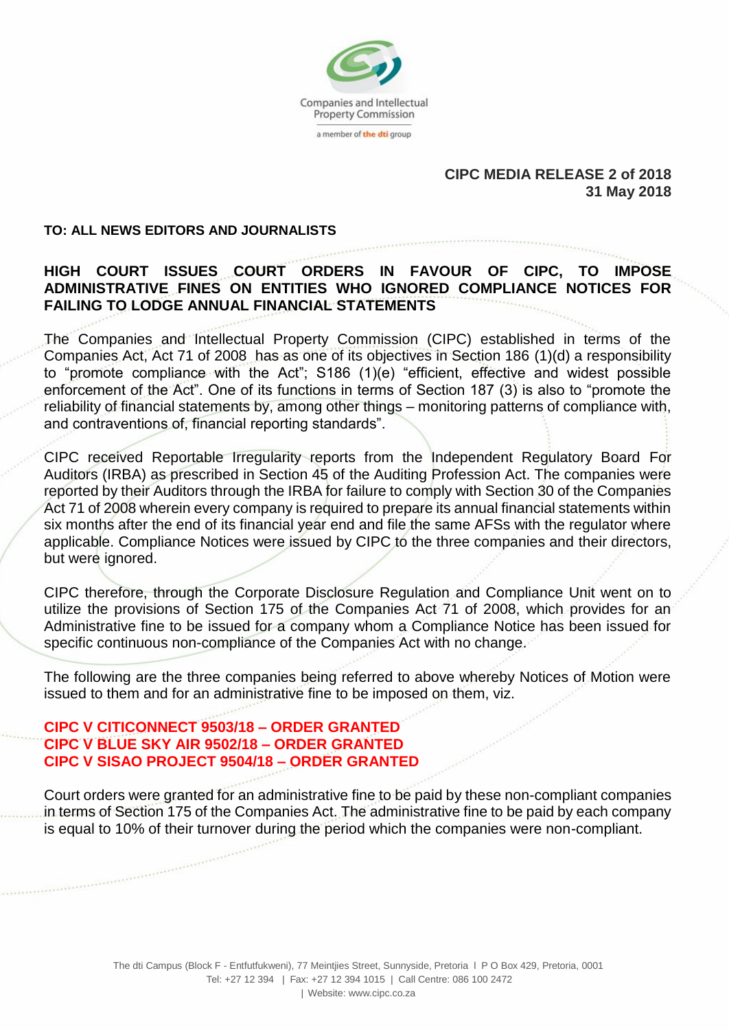Companies and Intellectual Property Commission

a member of the dti group

**CIPC MEDIA RELEASE 2 of 2018**
**31 May 2018**

**TO: ALL NEWS EDITORS AND JOURNALISTS**

## HIGH COURT ISSUES COURT ORDERS IN FAVOUR OF CIPC, TO IMPOSE ADMINISTRATIVE FINES ON ENTITIES WHO IGNORED COMPLIANCE NOTICES FOR FAILING TO LODGE ANNUAL FINANCIAL STATEMENTS

The Companies and Intellectual Property Commission (CIPC) established in terms of the Companies Act, Act 71 of 2008 has as one of its objectives in Section 186 (1)(d) a responsibility to "promote compliance with the Act"; S186 (1)(e) "efficient, effective and widest possible enforcement of the Act". One of its functions in terms of Section 187 (3) is also to "promote the reliability of financial statements by, among other things – monitoring patterns of compliance with, and contraventions of, financial reporting standards".

CIPC received Reportable Irregularity reports from the Independent Regulatory Board For Auditors (IRBA) as prescribed in Section 45 of the Auditing Profession Act. The companies were reported by their Auditors through the IRBA for failure to comply with Section 30 of the Companies Act 71 of 2008 wherein every company is required to prepare its annual financial statements within six months after the end of its financial year end and file the same AFSs with the regulator where applicable. Compliance Notices were issued by CIPC to the three companies and their directors, but were ignored.

CIPC therefore, through the Corporate Disclosure Regulation and Compliance Unit went on to utilize the provisions of Section 175 of the Companies Act 71 of 2008, which provides for an Administrative fine to be issued for a company whom a Compliance Notice has been issued for specific continuous non-compliance of the Companies Act with no change.

The following are the three companies being referred to above whereby Notices of Motion were issued to them and for an administrative fine to be imposed on them, viz.

**CIPC V CITICONNECT 9503/18 – ORDER GRANTED**
**CIPC V BLUE SKY AIR 9502/18 – ORDER GRANTED**
**CIPC V SISAO PROJECT 9504/18 – ORDER GRANTED**

Court orders were granted for an administrative fine to be paid by these non-compliant companies in terms of Section 175 of the Companies Act. The administrative fine to be paid by each company is equal to 10% of their turnover during the period which the companies were non-compliant.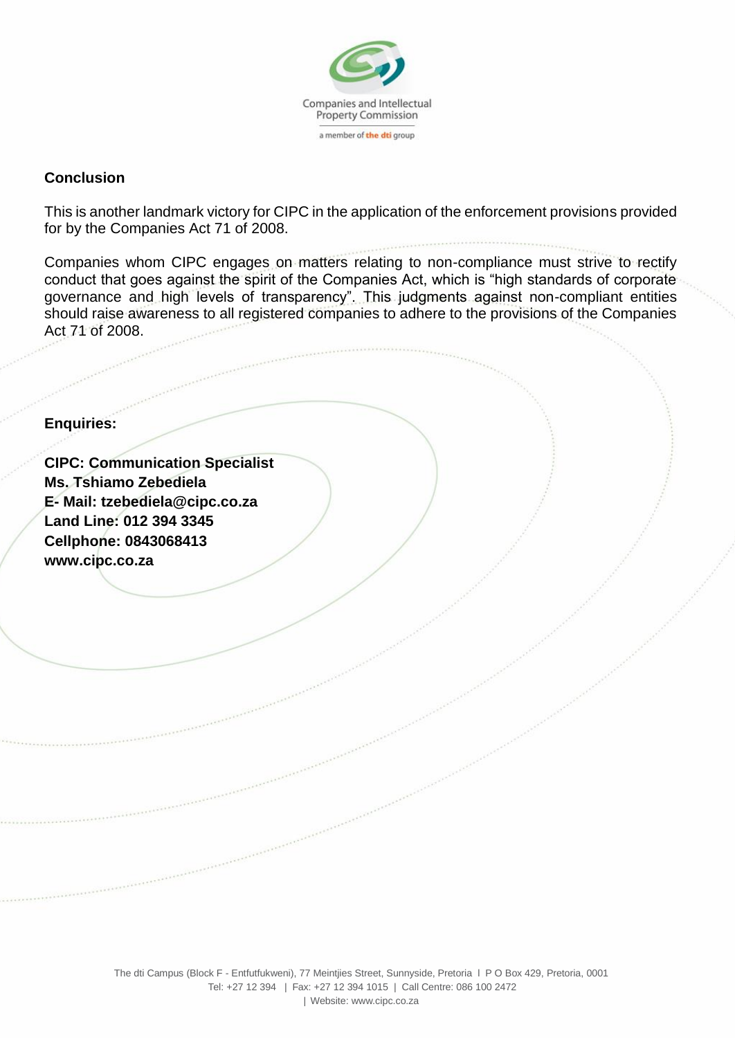## Conclusion

This is another landmark victory for CIPC in the application of the enforcement provisions provided for by the Companies Act 71 of 2008.

Companies whom CIPC engages on matters relating to non-compliance must strive to rectify conduct that goes against the spirit of the Companies Act, which is "high standards of corporate governance and high levels of transparency". This judgments against non-compliant entities should raise awareness to all registered companies to adhere to the provisions of the Companies Act 71 of 2008.

**Enquiries:**

**CIPC: Communication Specialist**
**Ms. Tshiamo Zebediela**
**E- Mail: tzebediela@cipc.co.za**
**Land Line: 012 394 3345**
**Cellphone: 0843068413**
**www.cipc.co.za**